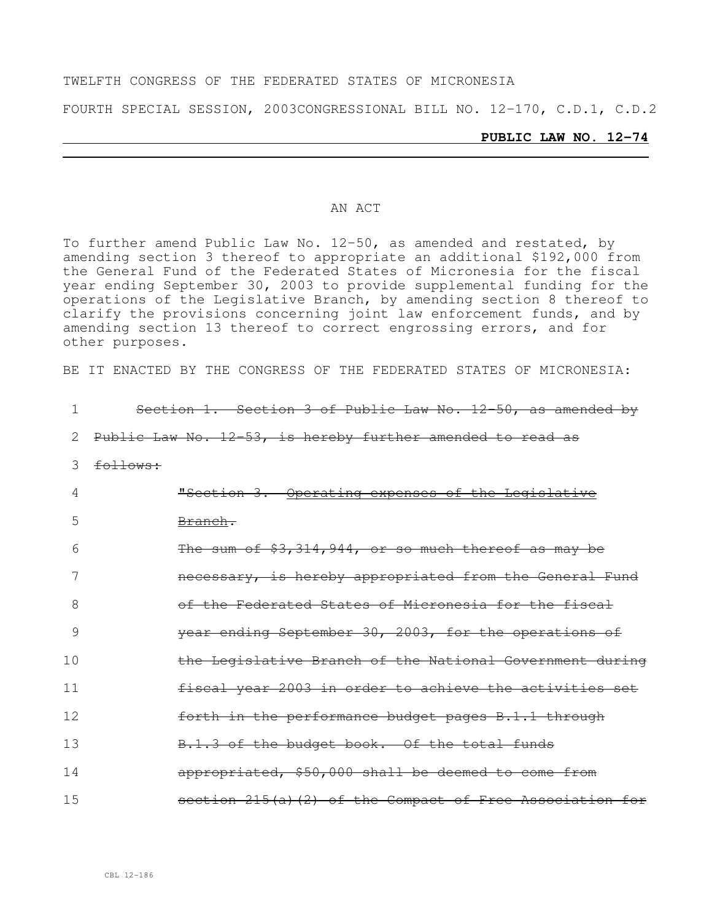TWELFTH CONGRESS OF THE FEDERATED STATES OF MICRONESIA

FOURTH SPECIAL SESSION, 2003CONGRESSIONAL BILL NO. 12-170, C.D.1, C.D.2

**PUBLIC LAW NO. 12-74**

AN ACT

To further amend Public Law No. 12-50, as amended and restated, by amending section 3 thereof to appropriate an additional $192,000 from the General Fund of the Federated States of Micronesia for the fiscal year ending September 30, 2003 to provide supplemental funding for the operations of the Legislative Branch, by amending section 8 thereof to clarify the provisions concerning joint law enforcement funds, and by amending section 13 thereof to correct engrossing errors, and for other purposes.

BE IT ENACTED BY THE CONGRESS OF THE FEDERATED STATES OF MICRONESIA:

1 ~~Section 1. Section 3 of Public Law No. 12-50, as amended by~~
2 ~~Public Law No. 12-53, is hereby further amended to read as~~
3 ~~follows:~~
4 ~~"Section 3. Operating expenses of the Legislative~~
5 ~~Branch.~~
6 ~~The sum of $3,314,944, or so much thereof as may be~~
7 ~~necessary, is hereby appropriated from the General Fund~~
8 ~~of the Federated States of Micronesia for the fiscal~~
9 ~~year ending September 30, 2003, for the operations of~~
10 ~~the Legislative Branch of the National Government during~~
11 ~~fiscal year 2003 in order to achieve the activities set~~
12 ~~forth in the performance budget pages B.1.1 through~~
13 ~~B.1.3 of the budget book. Of the total funds~~
14 ~~appropriated, $50,000 shall be deemed to come from~~
15 ~~section 215(a)(2) of the Compact of Free Association for~~

CBL 12-186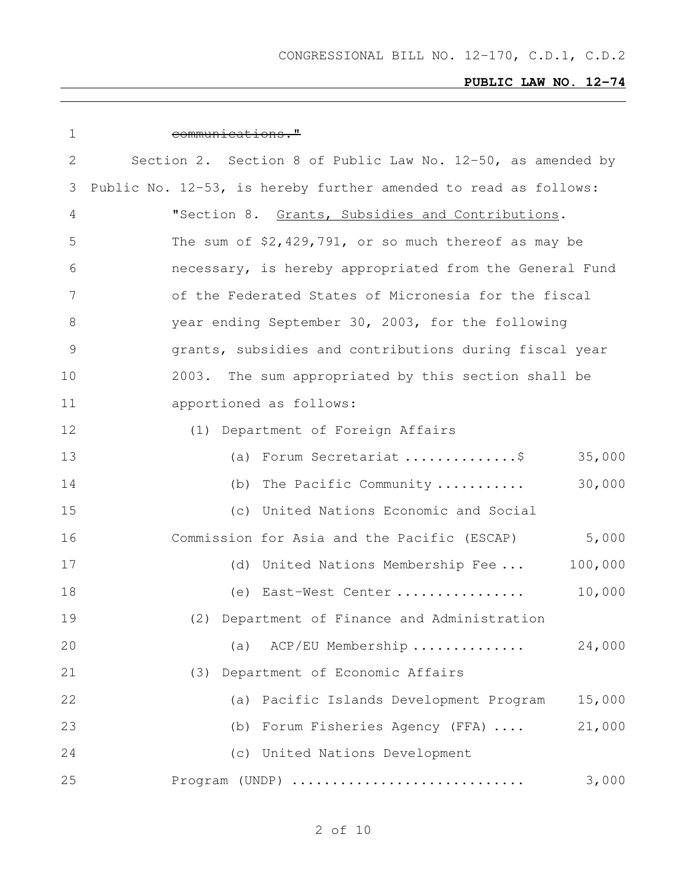~~communications."~~

Section 2. Section 8 of Public Law No. 12-50, as amended by Public No. 12-53, is hereby further amended to read as follows:

"Section 8. Grants, Subsidies and Contributions. The sum of $2,429,791, or so much thereof as may be necessary, is hereby appropriated from the General Fund of the Federated States of Micronesia for the fiscal year ending September 30, 2003, for the following grants, subsidies and contributions during fiscal year 2003. The sum appropriated by this section shall be apportioned as follows:

(1) Department of Foreign Affairs

| | |
|---|---|
| (a) Forum Secretariat ..............$ | 35,000 |
| (b) The Pacific Community ........... | 30,000 |
| (c) United Nations Economic and Social Commission for Asia and the Pacific (ESCAP) | 5,000 |
| (d) United Nations Membership Fee ... | 100,000 |
| (e) East-West Center ................ | 10,000 |

(2) Department of Finance and Administration

| | |
|---|---|
| (a) ACP/EU Membership .............. | 24,000 |

(3) Department of Economic Affairs

| | |
|---|---|
| (a) Pacific Islands Development Program | 15,000 |
| (b) Forum Fisheries Agency (FFA) .... | 21,000 |
| (c) United Nations Development Program (UNDP) ............................ | 3,000 |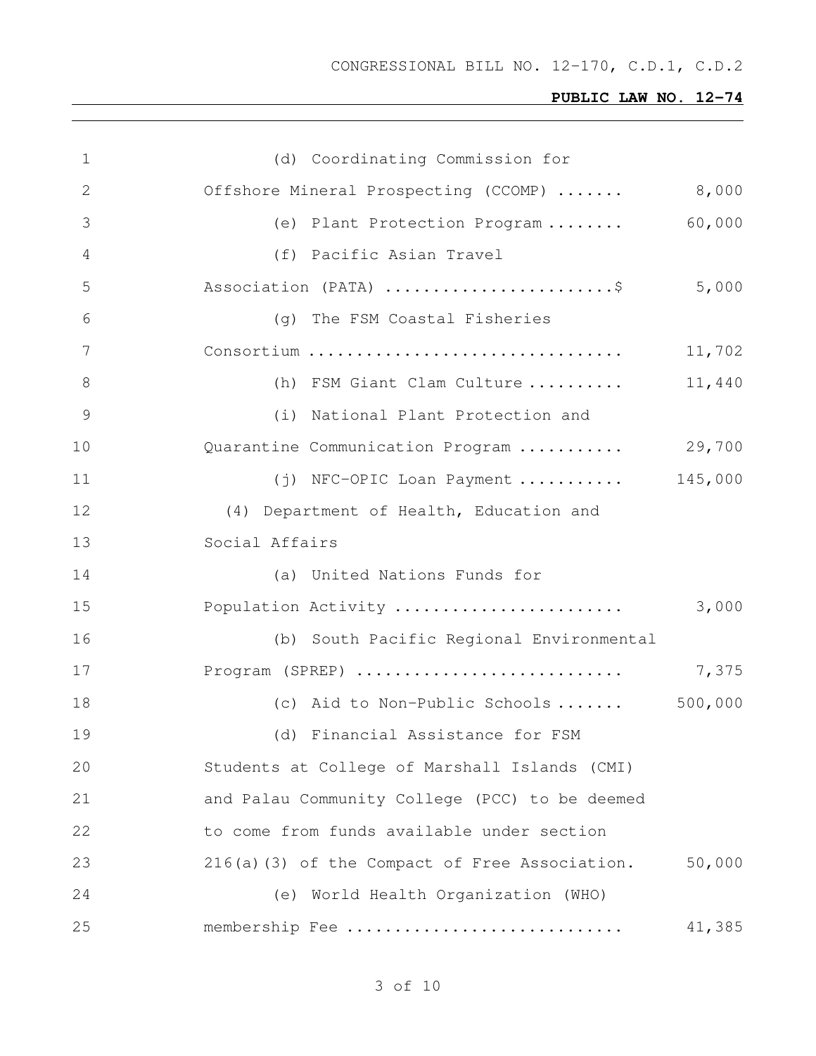(d) Coordinating Commission for Offshore Mineral Prospecting (CCOMP) ....... 8,000

(e) Plant Protection Program ........ 60,000

(f) Pacific Asian Travel Association (PATA) .......................$ 5,000

(g) The FSM Coastal Fisheries Consortium ................................ 11,702

(h) FSM Giant Clam Culture .......... 11,440

(i) National Plant Protection and Quarantine Communication Program ........... 29,700

(j) NFC-OPIC Loan Payment ........... 145,000

(4) Department of Health, Education and Social Affairs

(a) United Nations Funds for Population Activity ........................ 3,000

(b) South Pacific Regional Environmental Program (SPREP) ........................... 7,375

(c) Aid to Non-Public Schools ....... 500,000

(d) Financial Assistance for FSM Students at College of Marshall Islands (CMI) and Palau Community College (PCC) to be deemed to come from funds available under section 216(a)(3) of the Compact of Free Association. 50,000

(e) World Health Organization (WHO) membership Fee ............................ 41,385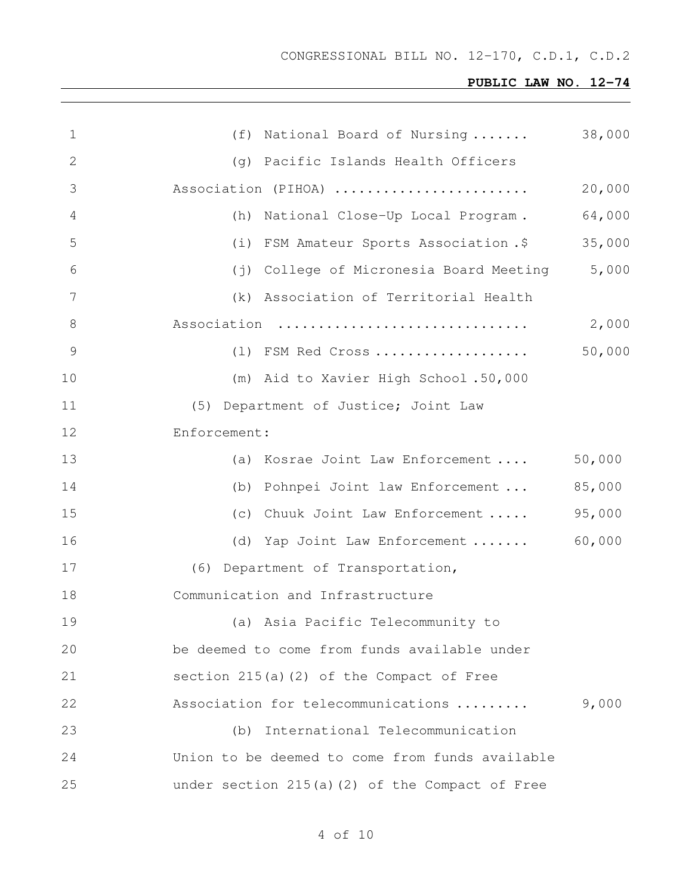(f) National Board of Nursing ....... 38,000

(g) Pacific Islands Health Officers Association (PIHOA) ........................ 20,000

(h) National Close-Up Local Program . 64,000

(i) FSM Amateur Sports Association .$ 35,000

(j) College of Micronesia Board Meeting 5,000

(k) Association of Territorial Health Association .............................. 2,000

(l) FSM Red Cross .................. 50,000

(m) Aid to Xavier High School .50,000

(5) Department of Justice; Joint Law Enforcement:

(a) Kosrae Joint Law Enforcement .... 50,000

(b) Pohnpei Joint law Enforcement ... 85,000

(c) Chuuk Joint Law Enforcement ..... 95,000

(d) Yap Joint Law Enforcement ....... 60,000

(6) Department of Transportation, Communication and Infrastructure

(a) Asia Pacific Telecommunity to be deemed to come from funds available under section 215(a)(2) of the Compact of Free Association for telecommunications ......... 9,000

(b) International Telecommunication Union to be deemed to come from funds available under section 215(a)(2) of the Compact of Free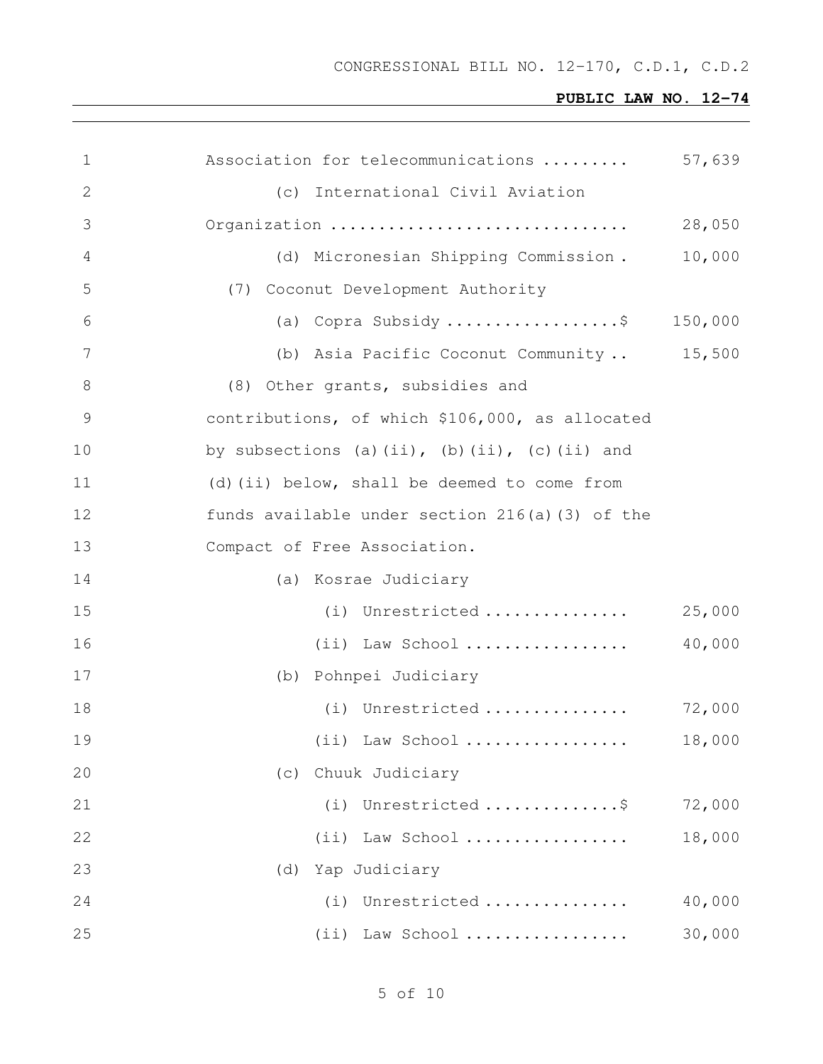Association for telecommunications ......... 57,639

(c) International Civil Aviation Organization ............................... 28,050

(d) Micronesian Shipping Commission . 10,000

(7) Coconut Development Authority

(a) Copra Subsidy ..................$ 150,000

(b) Asia Pacific Coconut Community .. 15,500

(8) Other grants, subsidies and contributions, of which $106,000, as allocated by subsections (a)(ii), (b)(ii), (c)(ii) and (d)(ii) below, shall be deemed to come from funds available under section 216(a)(3) of the Compact of Free Association.

(a) Kosrae Judiciary

(i) Unrestricted ............... 25,000

(ii) Law School ................. 40,000

(b) Pohnpei Judiciary

(i) Unrestricted ............... 72,000

(ii) Law School ................. 18,000

(c) Chuuk Judiciary

(i) Unrestricted ..............$ 72,000

(ii) Law School ................. 18,000

(d) Yap Judiciary

(i) Unrestricted ............... 40,000

(ii) Law School ................. 30,000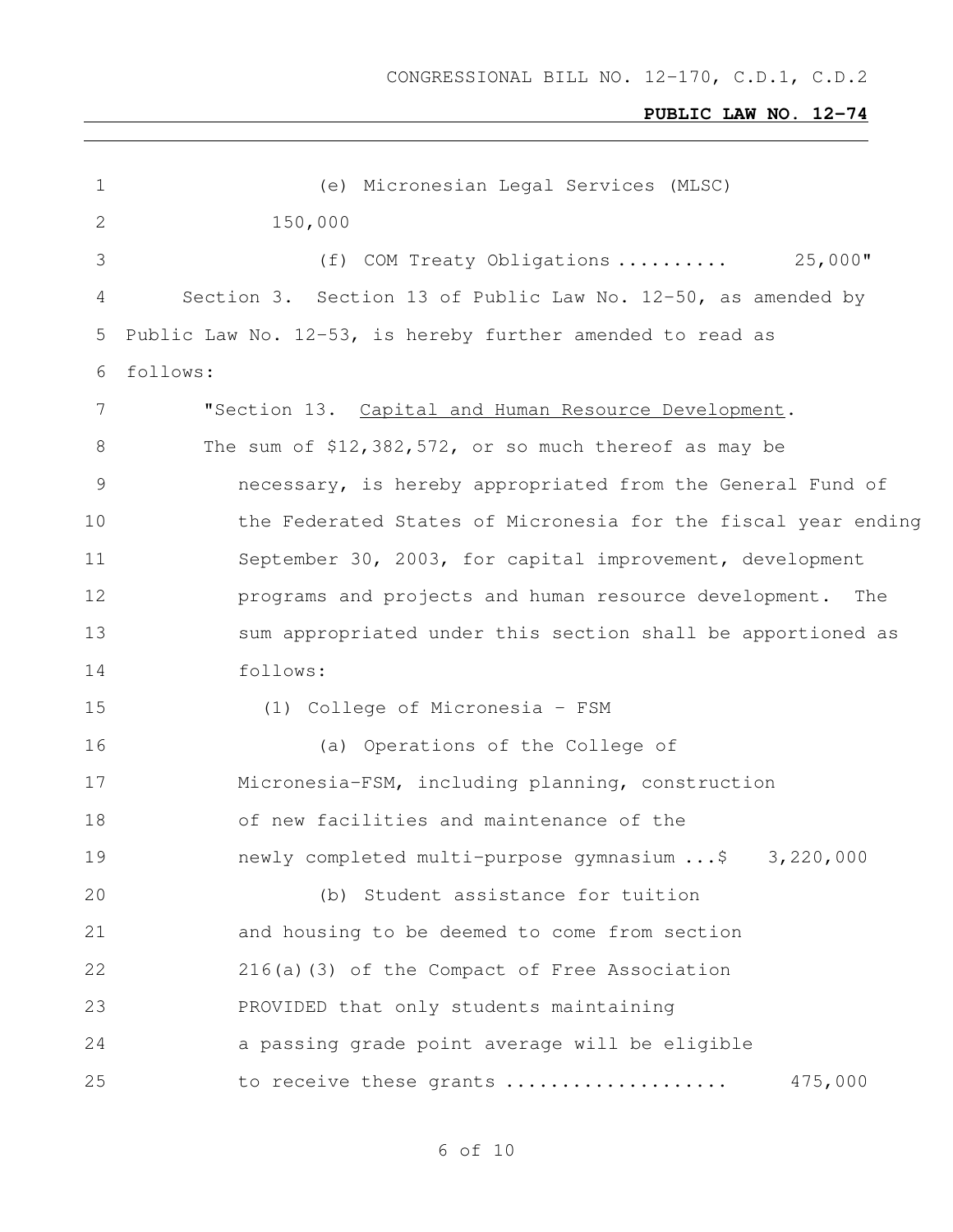(e) Micronesian Legal Services (MLSC) 150,000

(f) COM Treaty Obligations .......... 25,000"

Section 3. Section 13 of Public Law No. 12-50, as amended by Public Law No. 12-53, is hereby further amended to read as follows:

"Section 13. Capital and Human Resource Development. The sum of $12,382,572, or so much thereof as may be necessary, is hereby appropriated from the General Fund of the Federated States of Micronesia for the fiscal year ending September 30, 2003, for capital improvement, development programs and projects and human resource development. The sum appropriated under this section shall be apportioned as follows:

(1) College of Micronesia - FSM

(a) Operations of the College of Micronesia-FSM, including planning, construction of new facilities and maintenance of the newly completed multi-purpose gymnasium ...$ 3,220,000

(b) Student assistance for tuition and housing to be deemed to come from section 216(a)(3) of the Compact of Free Association PROVIDED that only students maintaining a passing grade point average will be eligible to receive these grants ................... 475,000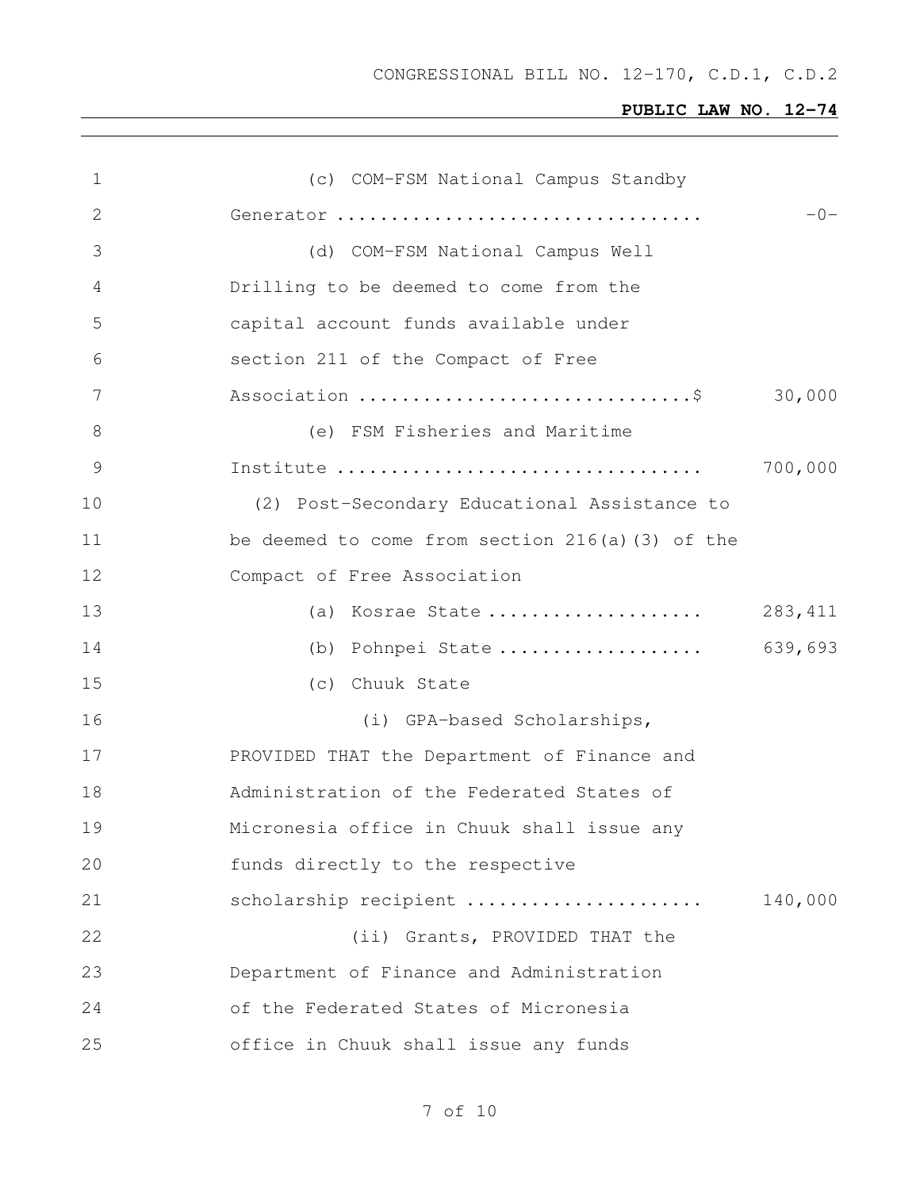(c) COM-FSM National Campus Standby Generator ................................. -0-

(d) COM-FSM National Campus Well Drilling to be deemed to come from the capital account funds available under section 211 of the Compact of Free Association ..............................$ 30,000

(e) FSM Fisheries and Maritime Institute ................................. 700,000

(2) Post-Secondary Educational Assistance to be deemed to come from section 216(a)(3) of the Compact of Free Association

(a) Kosrae State .................... 283,411

(b) Pohnpei State ................... 639,693

(c) Chuuk State

(i) GPA-based Scholarships, PROVIDED THAT the Department of Finance and Administration of the Federated States of Micronesia office in Chuuk shall issue any funds directly to the respective scholarship recipient ..................... 140,000

(ii) Grants, PROVIDED THAT the Department of Finance and Administration of the Federated States of Micronesia office in Chuuk shall issue any funds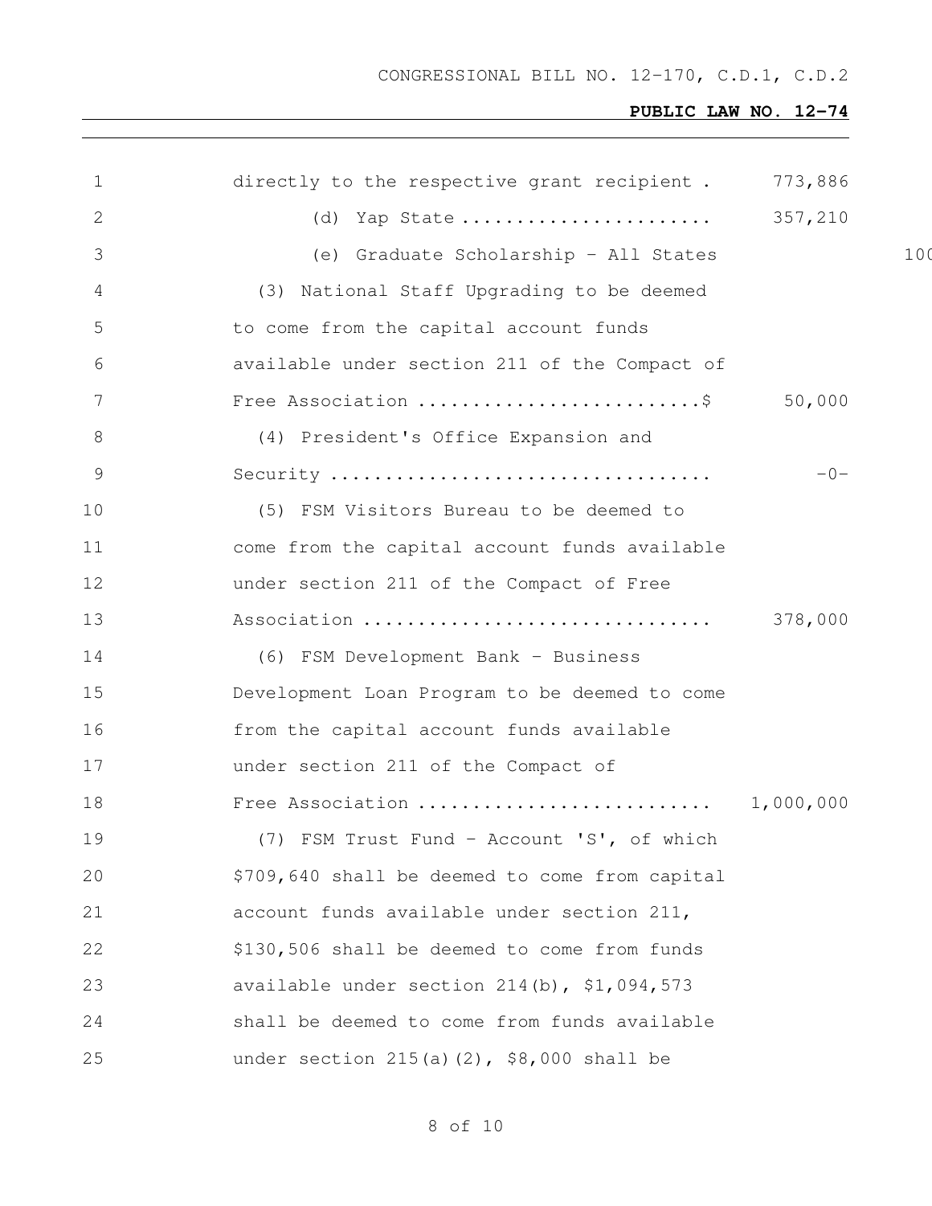directly to the respective grant recipient . 773,886

(d) Yap State ....................... 357,210

(e) Graduate Scholarship - All States 100

(3) National Staff Upgrading to be deemed to come from the capital account funds available under section 211 of the Compact of Free Association ..........................$ 50,000

(4) President's Office Expansion and Security .................................. -0-

(5) FSM Visitors Bureau to be deemed to come from the capital account funds available under section 211 of the Compact of Free Association ............................... 378,000

(6) FSM Development Bank - Business Development Loan Program to be deemed to come from the capital account funds available under section 211 of the Compact of Free Association .......................... 1,000,000

(7) FSM Trust Fund - Account 'S', of which $709,640 shall be deemed to come from capital account funds available under section 211, $130,506 shall be deemed to come from funds available under section 214(b), $1,094,573 shall be deemed to come from funds available under section 215(a)(2), $8,000 shall be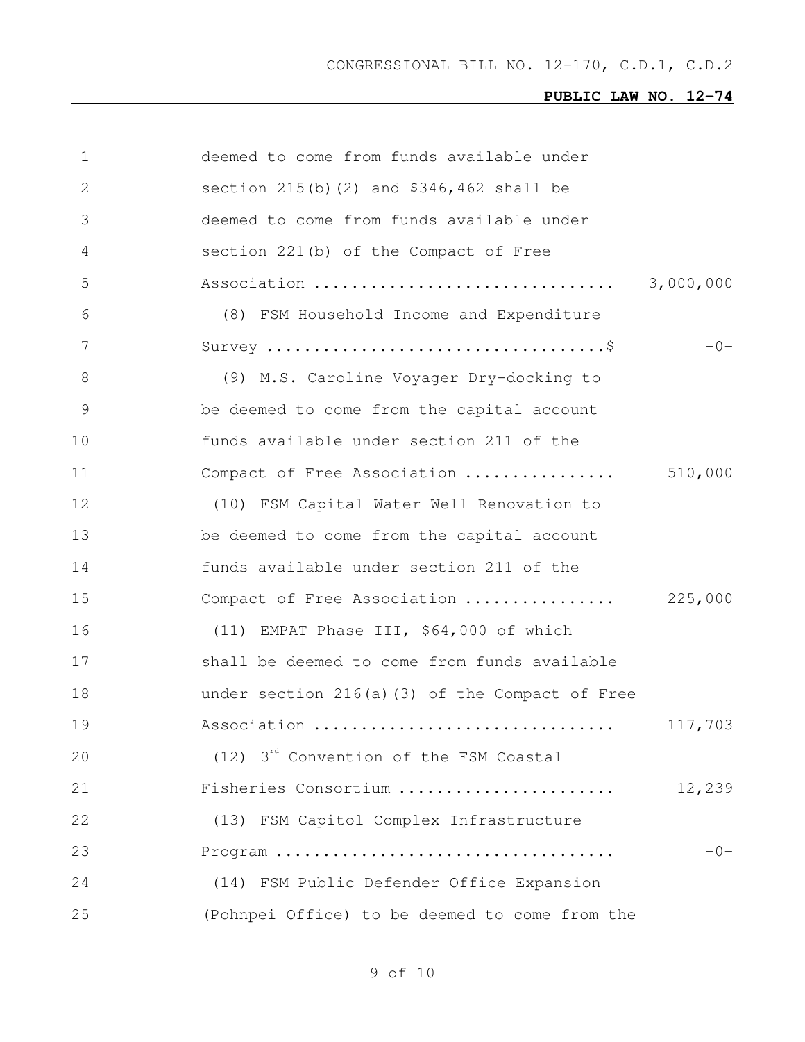deemed to come from funds available under section 215(b)(2) and $346,462 shall be deemed to come from funds available under section 221(b) of the Compact of Free Association ................................ 3,000,000

(8) FSM Household Income and Expenditure Survey ....................................$ -0-

(9) M.S. Caroline Voyager Dry-docking to be deemed to come from the capital account funds available under section 211 of the Compact of Free Association ................ 510,000

(10) FSM Capital Water Well Renovation to be deemed to come from the capital account funds available under section 211 of the Compact of Free Association ................ 225,000

(11) EMPAT Phase III, $64,000 of which shall be deemed to come from funds available under section 216(a)(3) of the Compact of Free Association ................................ 117,703

(12) 3rd Convention of the FSM Coastal Fisheries Consortium ...................... 12,239

(13) FSM Capitol Complex Infrastructure Program .................................... -0-

(14) FSM Public Defender Office Expansion (Pohnpei Office) to be deemed to come from the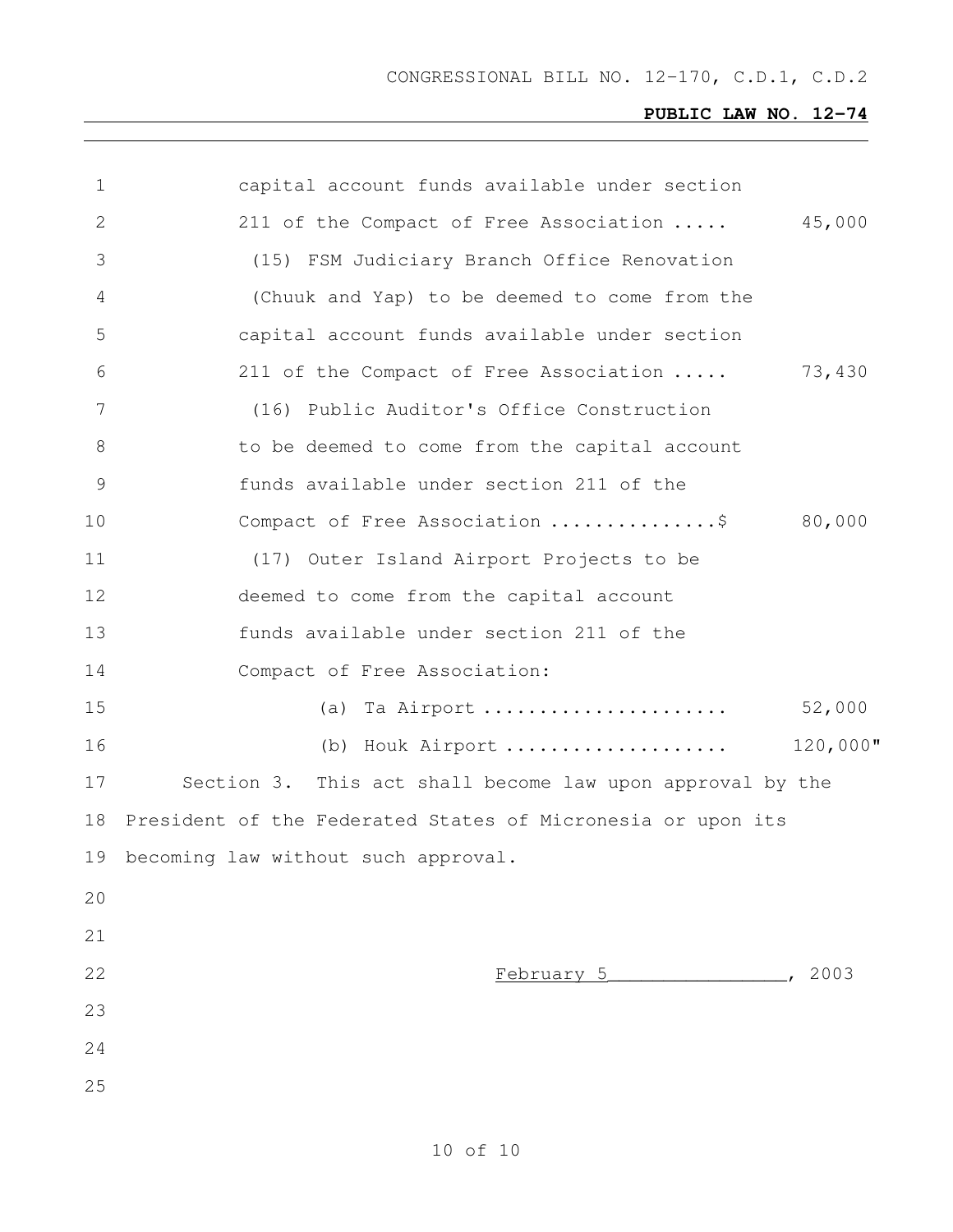capital account funds available under section 211 of the Compact of Free Association ..... 45,000

(15) FSM Judiciary Branch Office Renovation (Chuuk and Yap) to be deemed to come from the capital account funds available under section 211 of the Compact of Free Association ..... 73,430

(16) Public Auditor's Office Construction to be deemed to come from the capital account funds available under section 211 of the Compact of Free Association ...............$ 80,000

(17) Outer Island Airport Projects to be deemed to come from the capital account funds available under section 211 of the Compact of Free Association:

(a) Ta Airport ...................... 52,000

(b) Houk Airport .................... 120,000"

Section 3. This act shall become law upon approval by the President of the Federated States of Micronesia or upon its becoming law without such approval.

February 5________________, 2003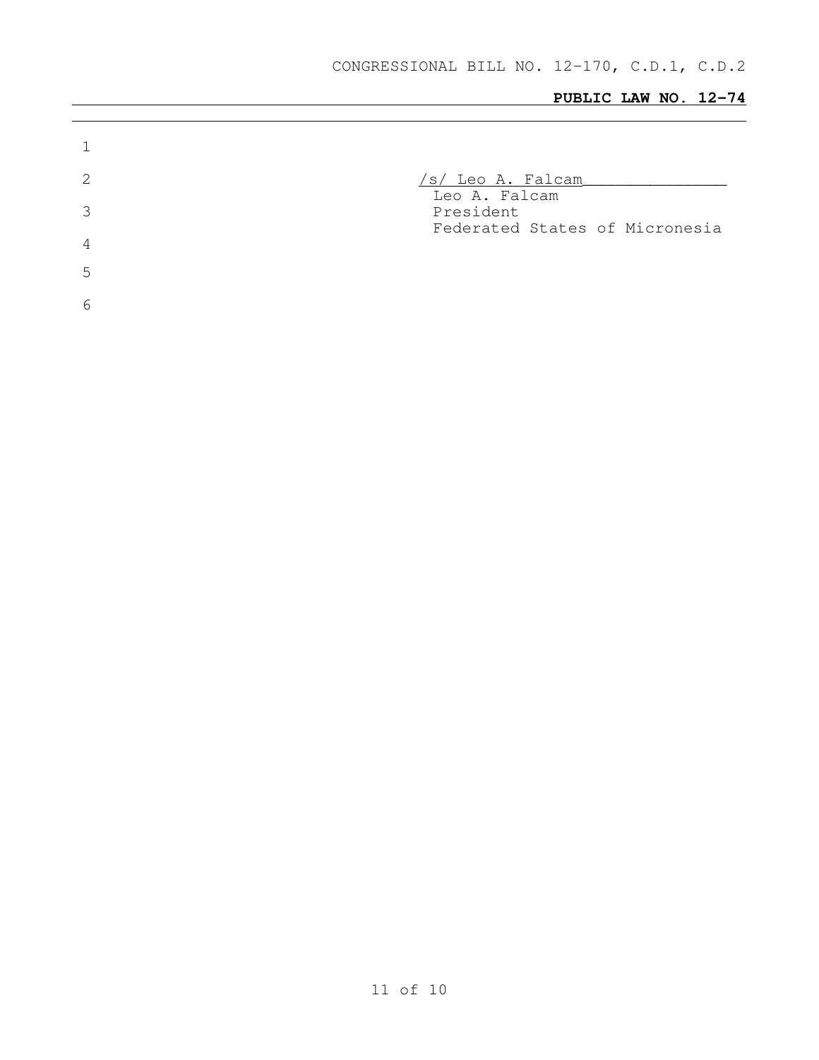/s/ Leo A. Falcam

Leo A. Falcam
President
Federated States of Micronesia